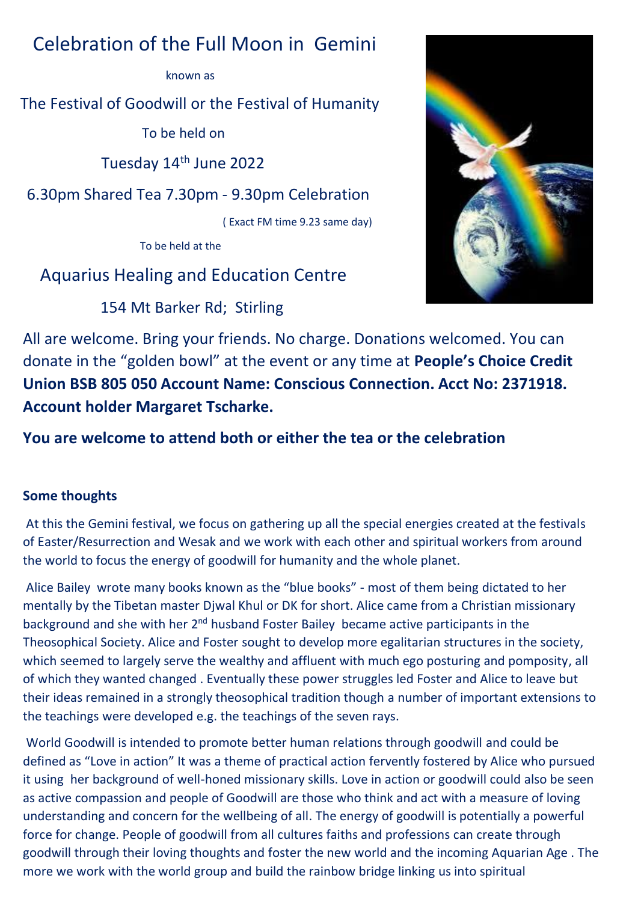# Celebration of the Full Moon in Gemini

known as

## The Festival of Goodwill or the Festival of Humanity

To be held on

Tuesday 14th June 2022

6.30pm Shared Tea 7.30pm - 9.30pm Celebration

( Exact FM time 9.23 same day)

To be held at the

## Aquarius Healing and Education Centre

154 Mt Barker Rd; Stirling

All are welcome. Bring your friends. No charge. Donations welcomed. You can donate in the "golden bowl" at the event or any time at **People's Choice Credit Union BSB 805 050 Account Name: Conscious Connection. Acct No: 2371918. Account holder Margaret Tscharke.**

**You are welcome to attend both or either the tea or the celebration**

**Some thoughts**

At this the Gemini festival, we focus on gathering up all the special energies created at the festivals of Easter/Resurrection and Wesak and we work with each other and spiritual workers from around the world to focus the energy of goodwill for humanity and the whole planet.

Alice Bailey wrote many books known as the "blue books" - most of them being dictated to her mentally by the Tibetan master Djwal Khul or DK for short. Alice came from a Christian missionary background and she with her 2nd husband Foster Bailey became active participants in the Theosophical Society. Alice and Foster sought to develop more egalitarian structures in the society, which seemed to largely serve the wealthy and affluent with much ego posturing and pomposity, all of which they wanted changed . Eventually these power struggles led Foster and Alice to leave but their ideas remained in a strongly theosophical tradition though a number of important extensions to the teachings were developed e.g. the teachings of the seven rays.

World Goodwill is intended to promote better human relations through goodwill and could be defined as "Love in action" It was a theme of practical action fervently fostered by Alice who pursued it using her background of well-honed missionary skills. Love in action or goodwill could also be seen as active compassion and people of Goodwill are those who think and act with a measure of loving understanding and concern for the wellbeing of all. The energy of goodwill is potentially a powerful force for change. People of goodwill from all cultures faiths and professions can create through goodwill through their loving thoughts and foster the new world and the incoming Aquarian Age . The more we work with the world group and build the rainbow bridge linking us into spiritual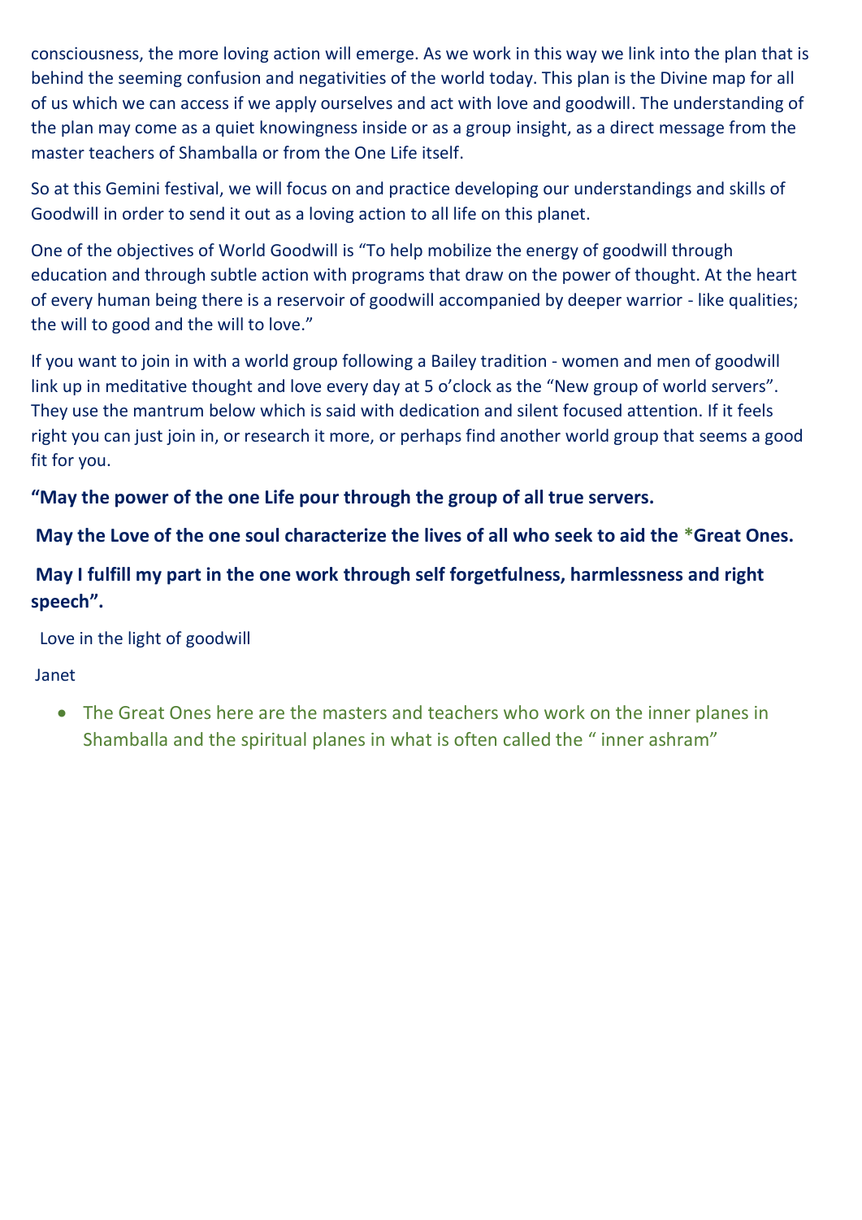consciousness, the more loving action will emerge. As we work in this way we link into the plan that is behind the seeming confusion and negativities of the world today. This plan is the Divine map for all of us which we can access if we apply ourselves and act with love and goodwill. The understanding of the plan may come as a quiet knowingness inside or as a group insight, as a direct message from the master teachers of Shamballa or from the One Life itself.

So at this Gemini festival, we will focus on and practice developing our understandings and skills of Goodwill in order to send it out as a loving action to all life on this planet.

One of the objectives of World Goodwill is "To help mobilize the energy of goodwill through education and through subtle action with programs that draw on the power of thought. At the heart of every human being there is a reservoir of goodwill accompanied by deeper warrior - like qualities; the will to good and the will to love."

If you want to join in with a world group following a Bailey tradition - women and men of goodwill link up in meditative thought and love every day at 5 o'clock as the "New group of world servers". They use the mantrum below which is said with dedication and silent focused attention. If it feels right you can just join in, or research it more, or perhaps find another world group that seems a good fit for you.

**"May the power of the one Life pour through the group of all true servers.**

**May the Love of the one soul characterize the lives of all who seek to aid the *Great Ones.**

**May I fulfill my part in the one work through self forgetfulness, harmlessness and right speech".**

Love in the light of goodwill

Janet

- The Great Ones here are the masters and teachers who work on the inner planes in Shamballa and the spiritual planes in what is often called the " inner ashram"